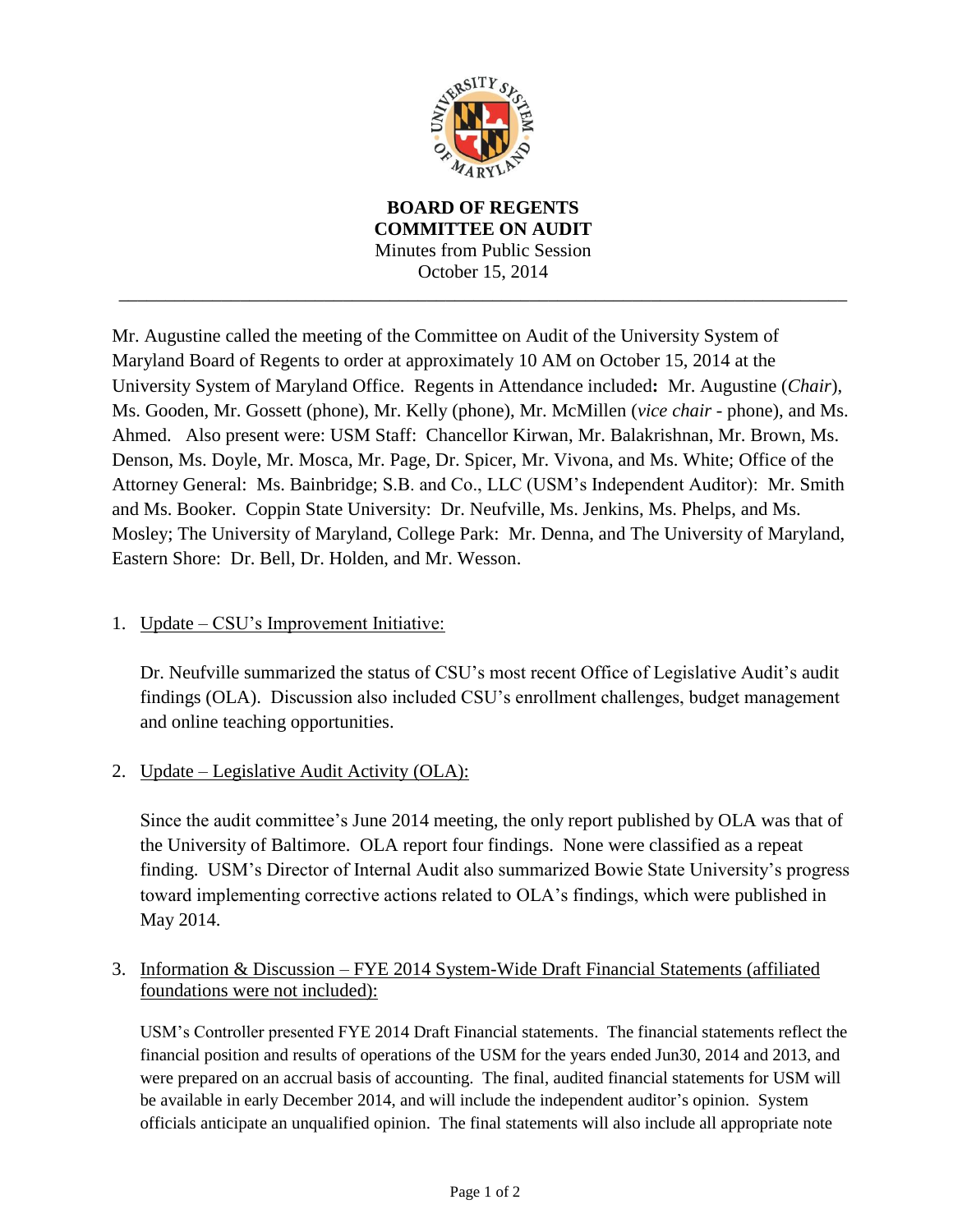**BOARD OF REGENTS**
**COMMITTEE ON AUDIT**
Minutes from Public Session
October 15, 2014

---

Mr. Augustine called the meeting of the Committee on Audit of the University System of Maryland Board of Regents to order at approximately 10 AM on October 15, 2014 at the University System of Maryland Office. Regents in Attendance included**:** Mr. Augustine (*Chair*), Ms. Gooden, Mr. Gossett (phone), Mr. Kelly (phone), Mr. McMillen (*vice chair* - phone), and Ms. Ahmed. Also present were: USM Staff: Chancellor Kirwan, Mr. Balakrishnan, Mr. Brown, Ms. Denson, Ms. Doyle, Mr. Mosca, Mr. Page, Dr. Spicer, Mr. Vivona, and Ms. White; Office of the Attorney General: Ms. Bainbridge; S.B. and Co., LLC (USM's Independent Auditor): Mr. Smith and Ms. Booker. Coppin State University: Dr. Neufville, Ms. Jenkins, Ms. Phelps, and Ms. Mosley; The University of Maryland, College Park: Mr. Denna, and The University of Maryland, Eastern Shore: Dr. Bell, Dr. Holden, and Mr. Wesson.

1. Update – CSU's Improvement Initiative:

   Dr. Neufville summarized the status of CSU's most recent Office of Legislative Audit's audit findings (OLA). Discussion also included CSU's enrollment challenges, budget management and online teaching opportunities.

2. Update – Legislative Audit Activity (OLA):

   Since the audit committee's June 2014 meeting, the only report published by OLA was that of the University of Baltimore. OLA report four findings. None were classified as a repeat finding. USM's Director of Internal Audit also summarized Bowie State University's progress toward implementing corrective actions related to OLA's findings, which were published in May 2014.

3. Information & Discussion – FYE 2014 System-Wide Draft Financial Statements (affiliated foundations were not included):

   USM's Controller presented FYE 2014 Draft Financial statements. The financial statements reflect the financial position and results of operations of the USM for the years ended Jun30, 2014 and 2013, and were prepared on an accrual basis of accounting. The final, audited financial statements for USM will be available in early December 2014, and will include the independent auditor's opinion. System officials anticipate an unqualified opinion. The final statements will also include all appropriate note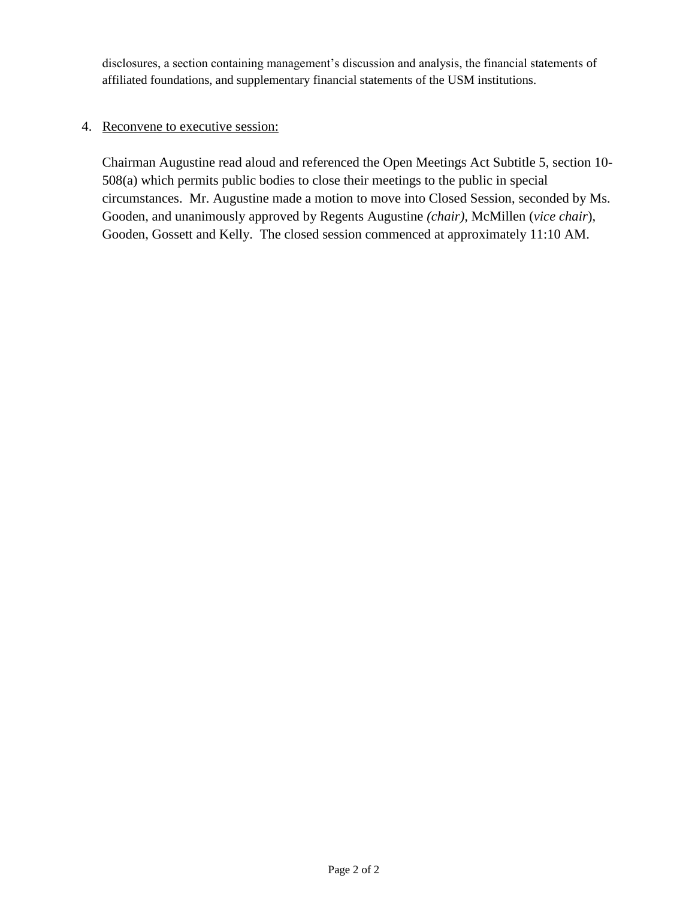disclosures, a section containing management's discussion and analysis, the financial statements of affiliated foundations, and supplementary financial statements of the USM institutions.

4. Reconvene to executive session:

   Chairman Augustine read aloud and referenced the Open Meetings Act Subtitle 5, section 10-508(a) which permits public bodies to close their meetings to the public in special circumstances. Mr. Augustine made a motion to move into Closed Session, seconded by Ms. Gooden, and unanimously approved by Regents Augustine *(chair)*, McMillen (*vice chair*), Gooden, Gossett and Kelly. The closed session commenced at approximately 11:10 AM.